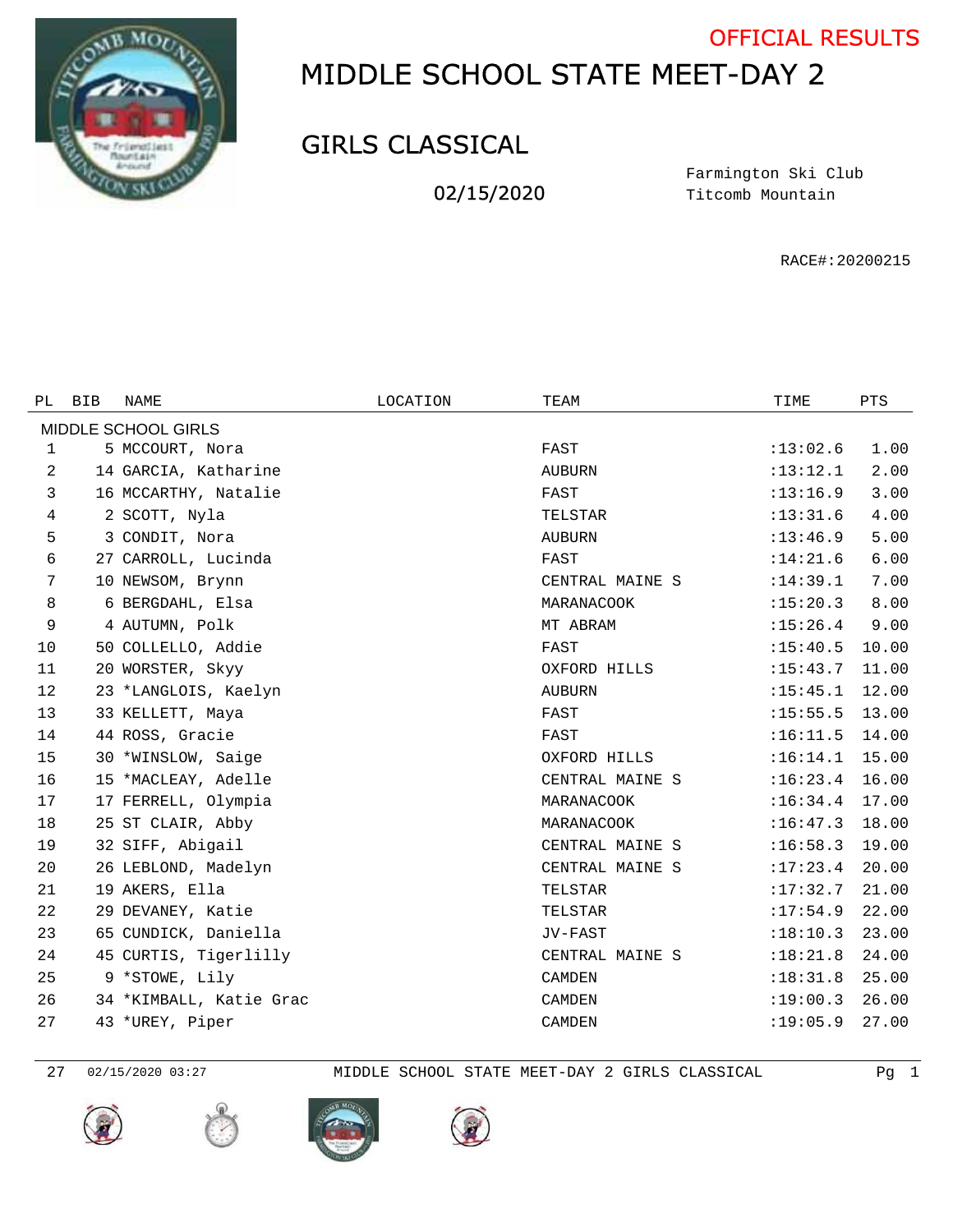OFFICIAL RESULTS

# MIDDLE SCHOOL STATE MEET-DAY 2

## GIRLS CLASSICAL

02/15/2020

Farmington Ski Club
Titcomb Mountain

RACE#:20200215

| PL | BIB | NAME | LOCATION | TEAM | TIME | PTS |
|---|---|---|---|---|---|---|
| MIDDLE SCHOOL GIRLS | | | | | | |
| 1 | 5 | MCCOURT, Nora | | FAST | :13:02.6 | 1.00 |
| 2 | 14 | GARCIA, Katharine | | AUBURN | :13:12.1 | 2.00 |
| 3 | 16 | MCCARTHY, Natalie | | FAST | :13:16.9 | 3.00 |
| 4 | 2 | SCOTT, Nyla | | TELSTAR | :13:31.6 | 4.00 |
| 5 | 3 | CONDIT, Nora | | AUBURN | :13:46.9 | 5.00 |
| 6 | 27 | CARROLL, Lucinda | | FAST | :14:21.6 | 6.00 |
| 7 | 10 | NEWSOM, Brynn | | CENTRAL MAINE S | :14:39.1 | 7.00 |
| 8 | 6 | BERGDAHL, Elsa | | MARANACOOK | :15:20.3 | 8.00 |
| 9 | 4 | AUTUMN, Polk | | MT ABRAM | :15:26.4 | 9.00 |
| 10 | 50 | COLLELLO, Addie | | FAST | :15:40.5 | 10.00 |
| 11 | 20 | WORSTER, Skyy | | OXFORD HILLS | :15:43.7 | 11.00 |
| 12 | 23 | *LANGLOIS, Kaelyn | | AUBURN | :15:45.1 | 12.00 |
| 13 | 33 | KELLETT, Maya | | FAST | :15:55.5 | 13.00 |
| 14 | 44 | ROSS, Gracie | | FAST | :16:11.5 | 14.00 |
| 15 | 30 | *WINSLOW, Saige | | OXFORD HILLS | :16:14.1 | 15.00 |
| 16 | 15 | *MACLEAY, Adelle | | CENTRAL MAINE S | :16:23.4 | 16.00 |
| 17 | 17 | FERRELL, Olympia | | MARANACOOK | :16:34.4 | 17.00 |
| 18 | 25 | ST CLAIR, Abby | | MARANACOOK | :16:47.3 | 18.00 |
| 19 | 32 | SIFF, Abigail | | CENTRAL MAINE S | :16:58.3 | 19.00 |
| 20 | 26 | LEBLOND, Madelyn | | CENTRAL MAINE S | :17:23.4 | 20.00 |
| 21 | 19 | AKERS, Ella | | TELSTAR | :17:32.7 | 21.00 |
| 22 | 29 | DEVANEY, Katie | | TELSTAR | :17:54.9 | 22.00 |
| 23 | 65 | CUNDICK, Daniella | | JV-FAST | :18:10.3 | 23.00 |
| 24 | 45 | CURTIS, Tigerlilly | | CENTRAL MAINE S | :18:21.8 | 24.00 |
| 25 | 9 | *STOWE, Lily | | CAMDEN | :18:31.8 | 25.00 |
| 26 | 34 | *KIMBALL, Katie Grac | | CAMDEN | :19:00.3 | 26.00 |
| 27 | 43 | *UREY, Piper | | CAMDEN | :19:05.9 | 27.00 |

27 02/15/2020 03:27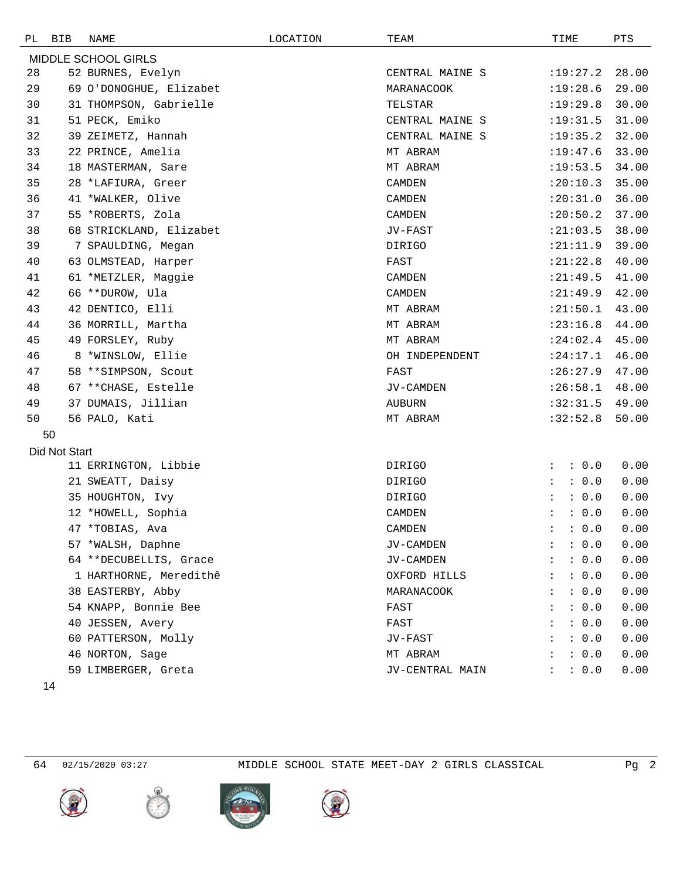| PL | BIB | NAME | LOCATION | TEAM | TIME | PTS |
|---|---|---|---|---|---|---|
| MIDDLE SCHOOL GIRLS | | | | | | |
| 28 | 52 | BURNES, Evelyn | | CENTRAL MAINE S | :19:27.2 | 28.00 |
| 29 | 69 | O'DONOGHUE, Elizabet | | MARANACOOK | :19:28.6 | 29.00 |
| 30 | 31 | THOMPSON, Gabrielle | | TELSTAR | :19:29.8 | 30.00 |
| 31 | 51 | PECK, Emiko | | CENTRAL MAINE S | :19:31.5 | 31.00 |
| 32 | 39 | ZEIMETZ, Hannah | | CENTRAL MAINE S | :19:35.2 | 32.00 |
| 33 | 22 | PRINCE, Amelia | | MT ABRAM | :19:47.6 | 33.00 |
| 34 | 18 | MASTERMAN, Sare | | MT ABRAM | :19:53.5 | 34.00 |
| 35 | 28 | *LAFIURA, Greer | | CAMDEN | :20:10.3 | 35.00 |
| 36 | 41 | *WALKER, Olive | | CAMDEN | :20:31.0 | 36.00 |
| 37 | 55 | *ROBERTS, Zola | | CAMDEN | :20:50.2 | 37.00 |
| 38 | 68 | STRICKLAND, Elizabet | | JV-FAST | :21:03.5 | 38.00 |
| 39 | 7 | SPAULDING, Megan | | DIRIGO | :21:11.9 | 39.00 |
| 40 | 63 | OLMSTEAD, Harper | | FAST | :21:22.8 | 40.00 |
| 41 | 61 | *METZLER, Maggie | | CAMDEN | :21:49.5 | 41.00 |
| 42 | 66 | **DUROW, Ula | | CAMDEN | :21:49.9 | 42.00 |
| 43 | 42 | DENTICO, Elli | | MT ABRAM | :21:50.1 | 43.00 |
| 44 | 36 | MORRILL, Martha | | MT ABRAM | :23:16.8 | 44.00 |
| 45 | 49 | FORSLEY, Ruby | | MT ABRAM | :24:02.4 | 45.00 |
| 46 | 8 | *WINSLOW, Ellie | | OH INDEPENDENT | :24:17.1 | 46.00 |
| 47 | 58 | **SIMPSON, Scout | | FAST | :26:27.9 | 47.00 |
| 48 | 67 | **CHASE, Estelle | | JV-CAMDEN | :26:58.1 | 48.00 |
| 49 | 37 | DUMAIS, Jillian | | AUBURN | :32:31.5 | 49.00 |
| 50 | 56 | PALO, Kati | | MT ABRAM | :32:52.8 | 50.00 |
| 50 | | | | | | |
| Did Not Start | | | | | | |
| | 11 | ERRINGTON, Libbie | | DIRIGO | : : 0.0 | 0.00 |
| | 21 | SWEATT, Daisy | | DIRIGO | : : 0.0 | 0.00 |
| | 35 | HOUGHTON, Ivy | | DIRIGO | : : 0.0 | 0.00 |
| | 12 | *HOWELL, Sophia | | CAMDEN | : : 0.0 | 0.00 |
| | 47 | *TOBIAS, Ava | | CAMDEN | : : 0.0 | 0.00 |
| | 57 | *WALSH, Daphne | | JV-CAMDEN | : : 0.0 | 0.00 |
| | 64 | **DECUBELLIS, Grace | | JV-CAMDEN | : : 0.0 | 0.00 |
| | 1 | HARTHORNE, Meredithê | | OXFORD HILLS | : : 0.0 | 0.00 |
| | 38 | EASTERBY, Abby | | MARANACOOK | : : 0.0 | 0.00 |
| | 54 | KNAPP, Bonnie Bee | | FAST | : : 0.0 | 0.00 |
| | 40 | JESSEN, Avery | | FAST | : : 0.0 | 0.00 |
| | 60 | PATTERSON, Molly | | JV-FAST | : : 0.0 | 0.00 |
| | 46 | NORTON, Sage | | MT ABRAM | : : 0.0 | 0.00 |
| | 59 | LIMBERGER, Greta | | JV-CENTRAL MAIN | : : 0.0 | 0.00 |
| 14 | | | | | | |

64 02/15/2020 03:27 MIDDLE SCHOOL STATE MEET-DAY 2 GIRLS CLASSICAL